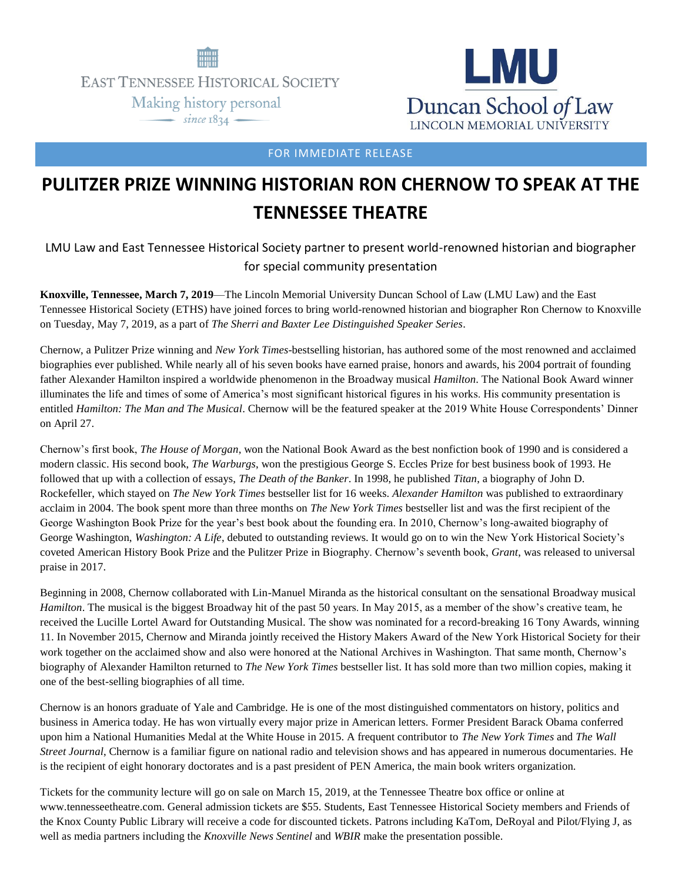EAST TENNESSEE HISTORICAL SOCIETY

Making history personal

since 1834

LMU

Duncan School of Law

LINCOLN MEMORIAL UNIVERSITY

FOR IMMEDIATE RELEASE

# PULITZER PRIZE WINNING HISTORIAN RON CHERNOW TO SPEAK AT THE TENNESSEE THEATRE

LMU Law and East Tennessee Historical Society partner to present world-renowned historian and biographer for special community presentation

**Knoxville, Tennessee, March 7, 2019**—The Lincoln Memorial University Duncan School of Law (LMU Law) and the East Tennessee Historical Society (ETHS) have joined forces to bring world-renowned historian and biographer Ron Chernow to Knoxville on Tuesday, May 7, 2019, as a part of *The Sherri and Baxter Lee Distinguished Speaker Series*.

Chernow, a Pulitzer Prize winning and *New York Times*-bestselling historian, has authored some of the most renowned and acclaimed biographies ever published. While nearly all of his seven books have earned praise, honors and awards, his 2004 portrait of founding father Alexander Hamilton inspired a worldwide phenomenon in the Broadway musical *Hamilton*. The National Book Award winner illuminates the life and times of some of America's most significant historical figures in his works. His community presentation is entitled *Hamilton: The Man and The Musical*. Chernow will be the featured speaker at the 2019 White House Correspondents' Dinner on April 27.

Chernow's first book, *The House of Morgan*, won the National Book Award as the best nonfiction book of 1990 and is considered a modern classic. His second book, *The Warburgs*, won the prestigious George S. Eccles Prize for best business book of 1993. He followed that up with a collection of essays, *The Death of the Banker*. In 1998, he published *Titan*, a biography of John D. Rockefeller, which stayed on *The New York Times* bestseller list for 16 weeks. *Alexander Hamilton* was published to extraordinary acclaim in 2004. The book spent more than three months on *The New York Times* bestseller list and was the first recipient of the George Washington Book Prize for the year's best book about the founding era. In 2010, Chernow's long-awaited biography of George Washington, *Washington: A Life*, debuted to outstanding reviews. It would go on to win the New York Historical Society's coveted American History Book Prize and the Pulitzer Prize in Biography. Chernow's seventh book, *Grant*, was released to universal praise in 2017.

Beginning in 2008, Chernow collaborated with Lin-Manuel Miranda as the historical consultant on the sensational Broadway musical *Hamilton*. The musical is the biggest Broadway hit of the past 50 years. In May 2015, as a member of the show's creative team, he received the Lucille Lortel Award for Outstanding Musical. The show was nominated for a record-breaking 16 Tony Awards, winning 11. In November 2015, Chernow and Miranda jointly received the History Makers Award of the New York Historical Society for their work together on the acclaimed show and also were honored at the National Archives in Washington. That same month, Chernow's biography of Alexander Hamilton returned to *The New York Times* bestseller list. It has sold more than two million copies, making it one of the best-selling biographies of all time.

Chernow is an honors graduate of Yale and Cambridge. He is one of the most distinguished commentators on history, politics and business in America today. He has won virtually every major prize in American letters. Former President Barack Obama conferred upon him a National Humanities Medal at the White House in 2015. A frequent contributor to *The New York Times* and *The Wall Street Journal*, Chernow is a familiar figure on national radio and television shows and has appeared in numerous documentaries. He is the recipient of eight honorary doctorates and is a past president of PEN America, the main book writers organization.

Tickets for the community lecture will go on sale on March 15, 2019, at the Tennessee Theatre box office or online at www.tennesseetheatre.com. General admission tickets are $55. Students, East Tennessee Historical Society members and Friends of the Knox County Public Library will receive a code for discounted tickets. Patrons including KaTom, DeRoyal and Pilot/Flying J, as well as media partners including the *Knoxville News Sentinel* and *WBIR* make the presentation possible.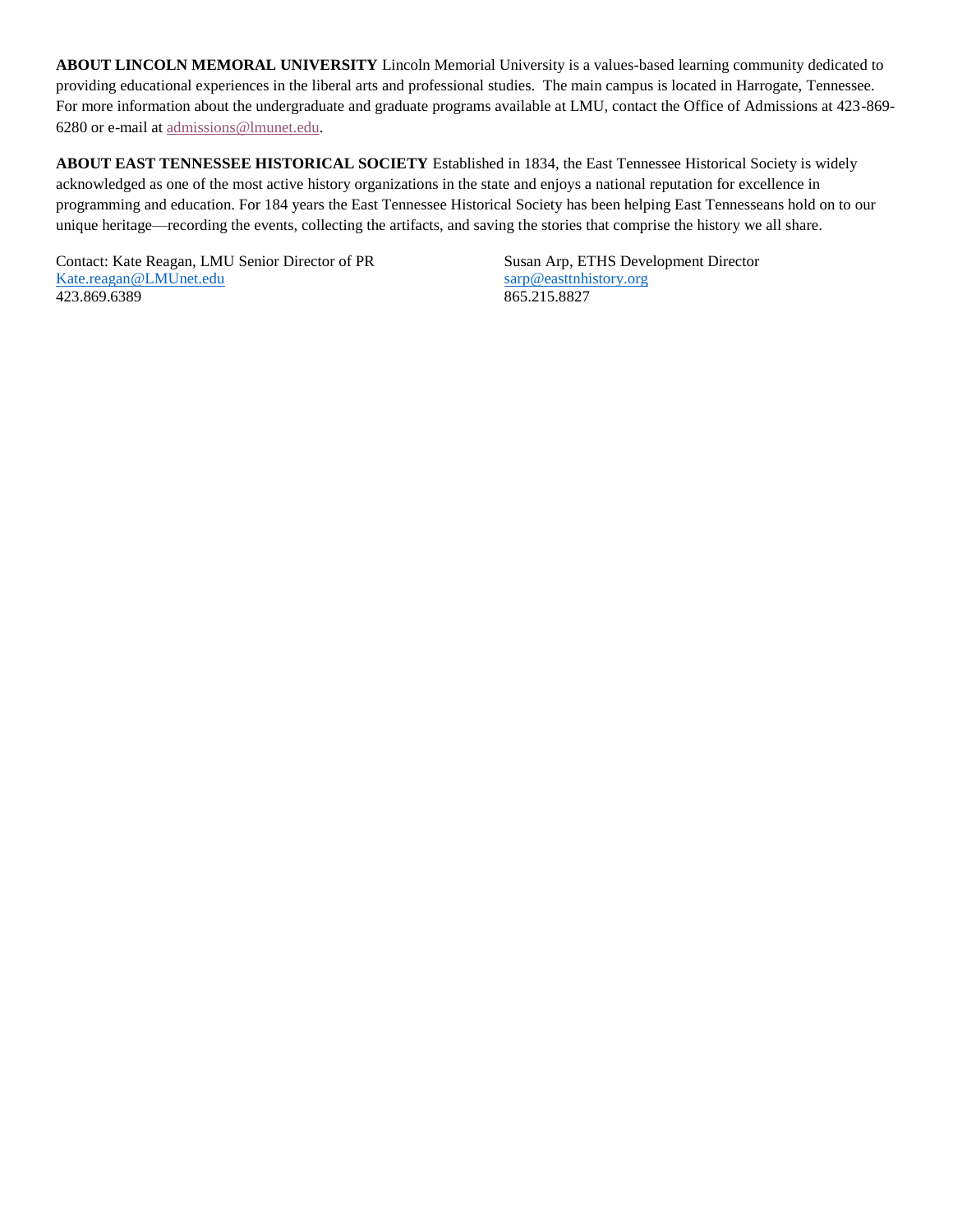**ABOUT LINCOLN MEMORIAL UNIVERSITY** Lincoln Memorial University is a values-based learning community dedicated to providing educational experiences in the liberal arts and professional studies. The main campus is located in Harrogate, Tennessee. For more information about the undergraduate and graduate programs available at LMU, contact the Office of Admissions at 423-869-6280 or e-mail at admissions@lmunet.edu.

**ABOUT EAST TENNESSEE HISTORICAL SOCIETY** Established in 1834, the East Tennessee Historical Society is widely acknowledged as one of the most active history organizations in the state and enjoys a national reputation for excellence in programming and education. For 184 years the East Tennessee Historical Society has been helping East Tennesseans hold on to our unique heritage—recording the events, collecting the artifacts, and saving the stories that comprise the history we all share.

Contact: Kate Reagan, LMU Senior Director of PR
Kate.reagan@LMUnet.edu
423.869.6389

Susan Arp, ETHS Development Director
sarp@easttnhistory.org
865.215.8827